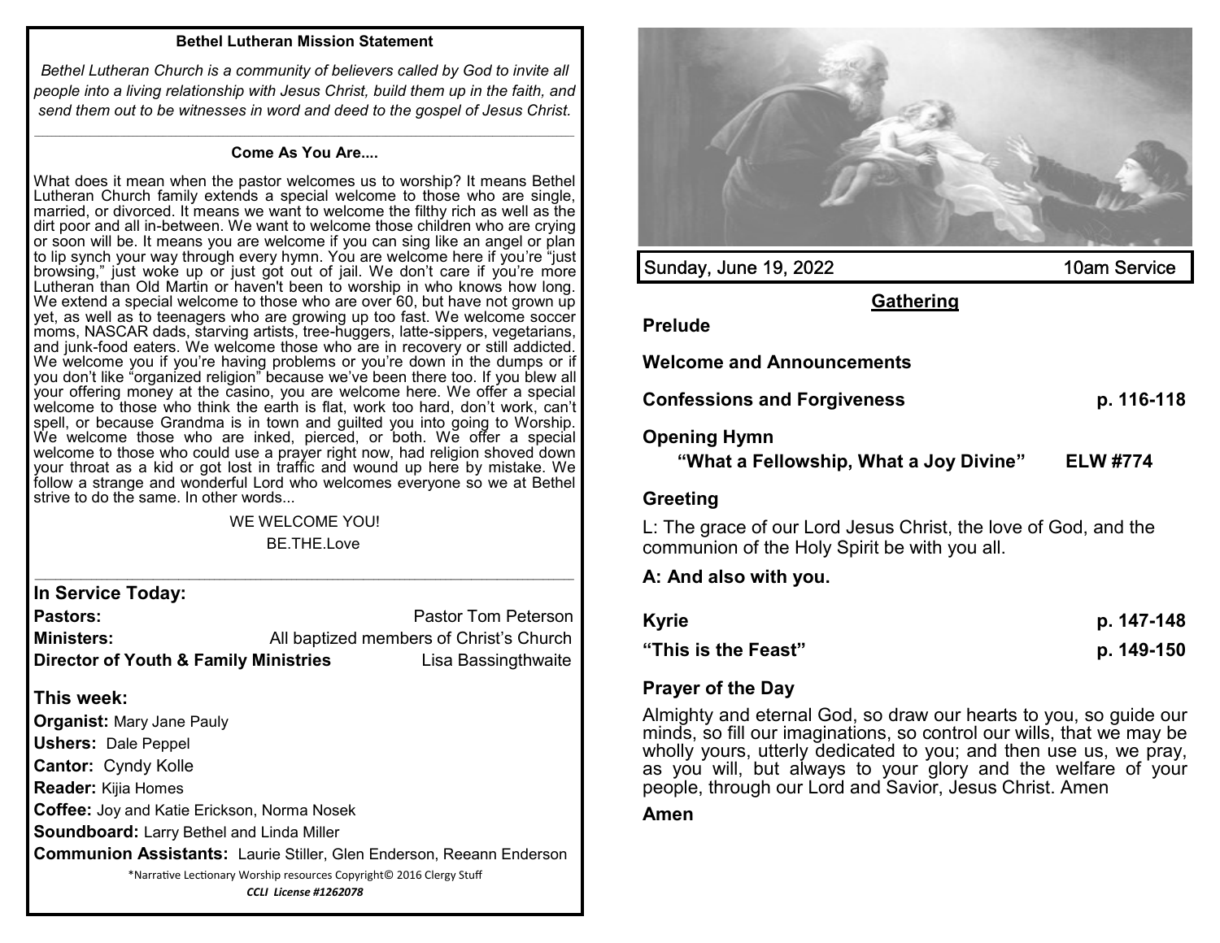**Bethel Lutheran Mission Statement**

*Bethel Lutheran Church is a community of believers called by God to invite all people into a living relationship with Jesus Christ, build them up in the faith, and send them out to be witnesses in word and deed to the gospel of Jesus Christ.*

---

**Come As You Are....**

What does it mean when the pastor welcomes us to worship? It means Bethel Lutheran Church family extends a special welcome to those who are single, married, or divorced. It means we want to welcome the filthy rich as well as the dirt poor and all in-between. We want to welcome those children who are crying or soon will be. It means you are welcome if you can sing like an angel or plan to lip synch your way through every hymn. You are welcome here if you're "just browsing," just woke up or just got out of jail. We don't care if you're more Lutheran than Old Martin or haven't been to worship in who knows how long. We extend a special welcome to those who are over 60, but have not grown up yet, as well as to teenagers who are growing up too fast. We welcome soccer moms, NASCAR dads, starving artists, tree-huggers, latte-sippers, vegetarians, and junk-food eaters. We welcome those who are in recovery or still addicted. We welcome you if you're having problems or you're down in the dumps or if you don't like "organized religion" because we've been there too. If you blew all your offering money at the casino, you are welcome here. We offer a special welcome to those who think the earth is flat, work too hard, don't work, can't spell, or because Grandma is in town and guilted you into going to Worship. We welcome those who are inked, pierced, or both. We offer a special welcome to those who could use a prayer right now, had religion shoved down your throat as a kid or got lost in traffic and wound up here by mistake. We follow a strange and wonderful Lord who welcomes everyone so we at Bethel strive to do the same. In other words...

WE WELCOME YOU!

BE.THE.Love

---

## In Service Today:

**Pastors:** Pastor Tom Peterson

**Ministers:** All baptized members of Christ's Church

**Director of Youth & Family Ministries** Lisa Bassingthwaite

## This week:

**Organist:** Mary Jane Pauly

**Ushers:** Dale Peppel

**Cantor:** Cyndy Kolle

**Reader:** Kijia Homes

**Coffee:** Joy and Katie Erickson, Norma Nosek

**Soundboard:** Larry Bethel and Linda Miller

**Communion Assistants:** Laurie Stiller, Glen Enderson, Reeann Enderson

*Narrative Lectionary Worship resources Copyright© 2016 Clergy Stuff

***CCLI License #1262078***

Sunday, June 19, 2022 10am Service

## Gathering

**Prelude**

**Welcome and Announcements**

**Confessions and Forgiveness** p. 116-118

**Opening Hymn**

**"What a Fellowship, What a Joy Divine"** **ELW #774**

**Greeting**

L: The grace of our Lord Jesus Christ, the love of God, and the communion of the Holy Spirit be with you all.

**A: And also with you.**

**Kyrie** p. 147-148

**"This is the Feast"** p. 149-150

**Prayer of the Day**

Almighty and eternal God, so draw our hearts to you, so guide our minds, so fill our imaginations, so control our wills, that we may be wholly yours, utterly dedicated to you; and then use us, we pray, as you will, but always to your glory and the welfare of your people, through our Lord and Savior, Jesus Christ. Amen

**Amen**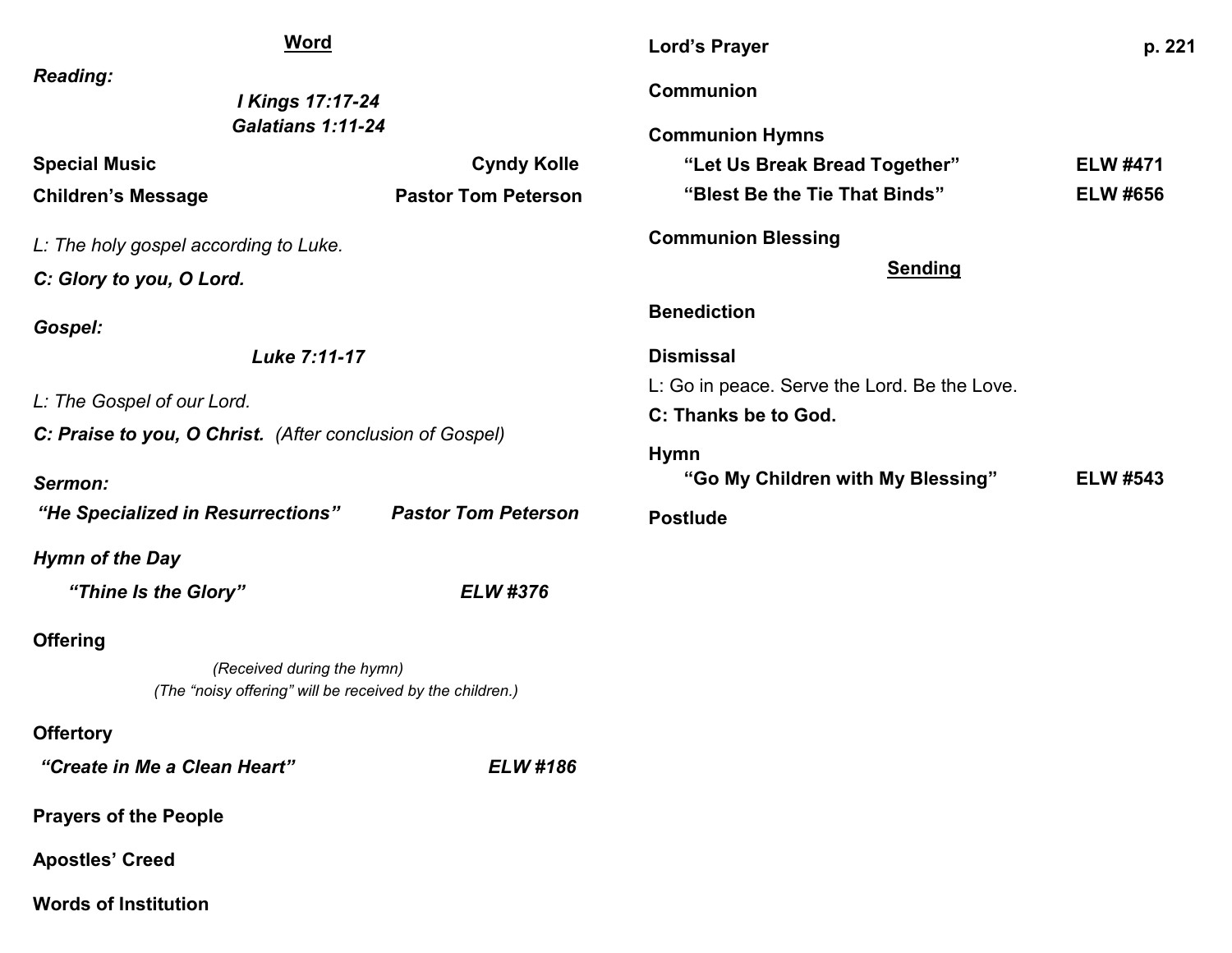## **Word**

***Reading:***

***I Kings 17:17-24***
***Galatians 1:11-24***

**Special Music** **Cyndy Kolle**

**Children's Message** **Pastor Tom Peterson**

*L: The holy gospel according to Luke.*

***C: Glory to you, O Lord.***

***Gospel:***

***Luke 7:11-17***

*L: The Gospel of our Lord.*

***C: Praise to you, O Christ.*** *(After conclusion of Gospel)*

***Sermon:***

***"He Specialized in Resurrections"*** ***Pastor Tom Peterson***

***Hymn of the Day***

***"Thine Is the Glory"*** ***ELW #376***

**Offering**

*(Received during the hymn)*
*(The "noisy offering" will be received by the children.)*

**Offertory**

***"Create in Me a Clean Heart"*** ***ELW #186***

**Prayers of the People**

**Apostles' Creed**

**Words of Institution**

**Lord's Prayer** **p. 221**

**Communion**

**Communion Hymns**

**"Let Us Break Bread Together"** **ELW #471**
**"Blest Be the Tie That Binds"** **ELW #656**

**Communion Blessing**

## **Sending**

**Benediction**

**Dismissal**

L: Go in peace. Serve the Lord. Be the Love.

**C: Thanks be to God.**

**Hymn**

**"Go My Children with My Blessing"** **ELW #543**

**Postlude**